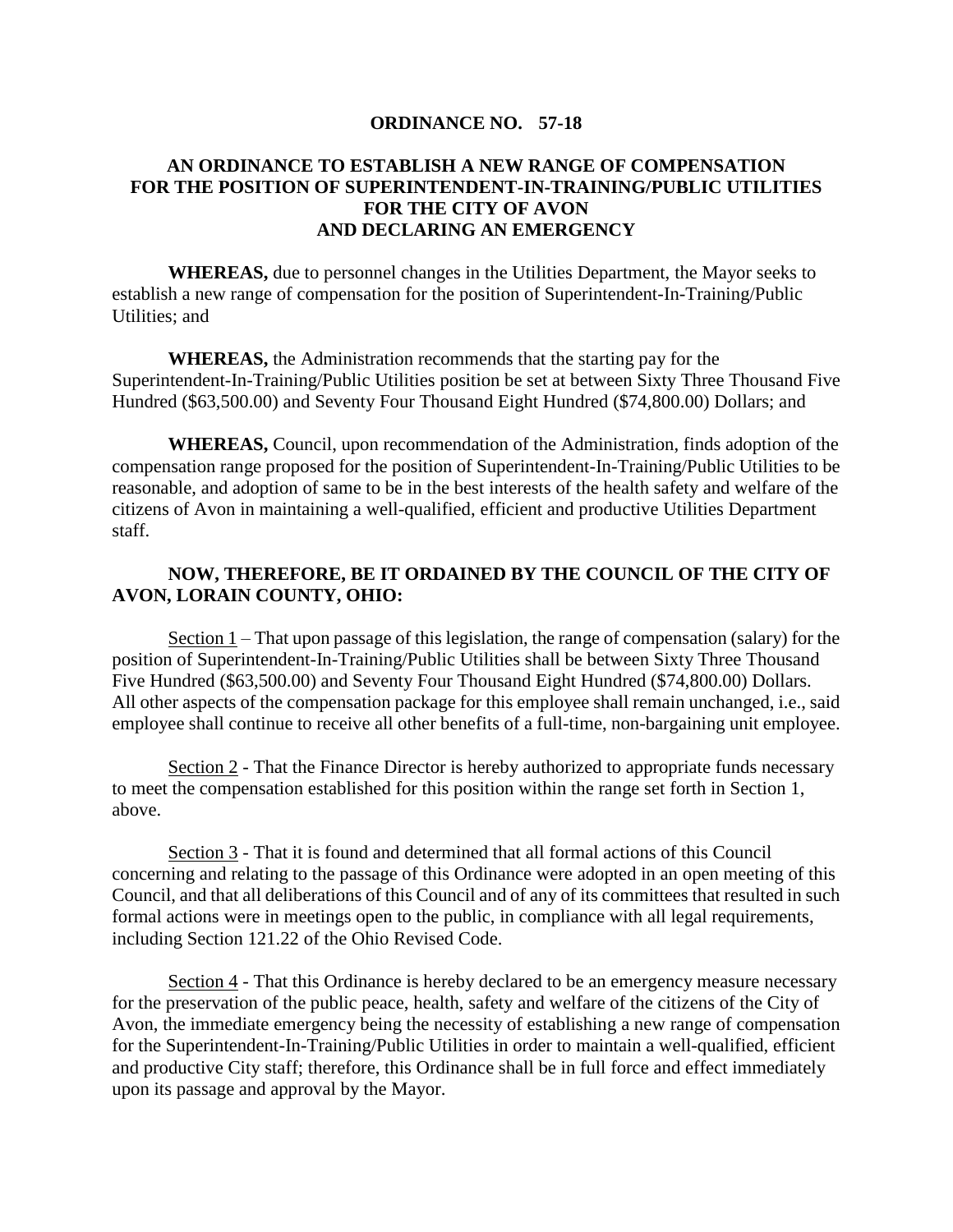**ORDINANCE NO. 57-18**

**AN ORDINANCE TO ESTABLISH A NEW RANGE OF COMPENSATION FOR THE POSITION OF SUPERINTENDENT-IN-TRAINING/PUBLIC UTILITIES FOR THE CITY OF AVON AND DECLARING AN EMERGENCY**

**WHEREAS,** due to personnel changes in the Utilities Department, the Mayor seeks to establish a new range of compensation for the position of Superintendent-In-Training/Public Utilities; and

**WHEREAS,** the Administration recommends that the starting pay for the Superintendent-In-Training/Public Utilities position be set at between Sixty Three Thousand Five Hundred ($63,500.00) and Seventy Four Thousand Eight Hundred ($74,800.00) Dollars; and

**WHEREAS,** Council, upon recommendation of the Administration, finds adoption of the compensation range proposed for the position of Superintendent-In-Training/Public Utilities to be reasonable, and adoption of same to be in the best interests of the health safety and welfare of the citizens of Avon in maintaining a well-qualified, efficient and productive Utilities Department staff.

**NOW, THEREFORE, BE IT ORDAINED BY THE COUNCIL OF THE CITY OF AVON, LORAIN COUNTY, OHIO:**

Section 1 – That upon passage of this legislation, the range of compensation (salary) for the position of Superintendent-In-Training/Public Utilities shall be between Sixty Three Thousand Five Hundred ($63,500.00) and Seventy Four Thousand Eight Hundred ($74,800.00) Dollars. All other aspects of the compensation package for this employee shall remain unchanged, i.e., said employee shall continue to receive all other benefits of a full-time, non-bargaining unit employee.

Section 2 - That the Finance Director is hereby authorized to appropriate funds necessary to meet the compensation established for this position within the range set forth in Section 1, above.

Section 3 - That it is found and determined that all formal actions of this Council concerning and relating to the passage of this Ordinance were adopted in an open meeting of this Council, and that all deliberations of this Council and of any of its committees that resulted in such formal actions were in meetings open to the public, in compliance with all legal requirements, including Section 121.22 of the Ohio Revised Code.

Section 4 - That this Ordinance is hereby declared to be an emergency measure necessary for the preservation of the public peace, health, safety and welfare of the citizens of the City of Avon, the immediate emergency being the necessity of establishing a new range of compensation for the Superintendent-In-Training/Public Utilities in order to maintain a well-qualified, efficient and productive City staff; therefore, this Ordinance shall be in full force and effect immediately upon its passage and approval by the Mayor.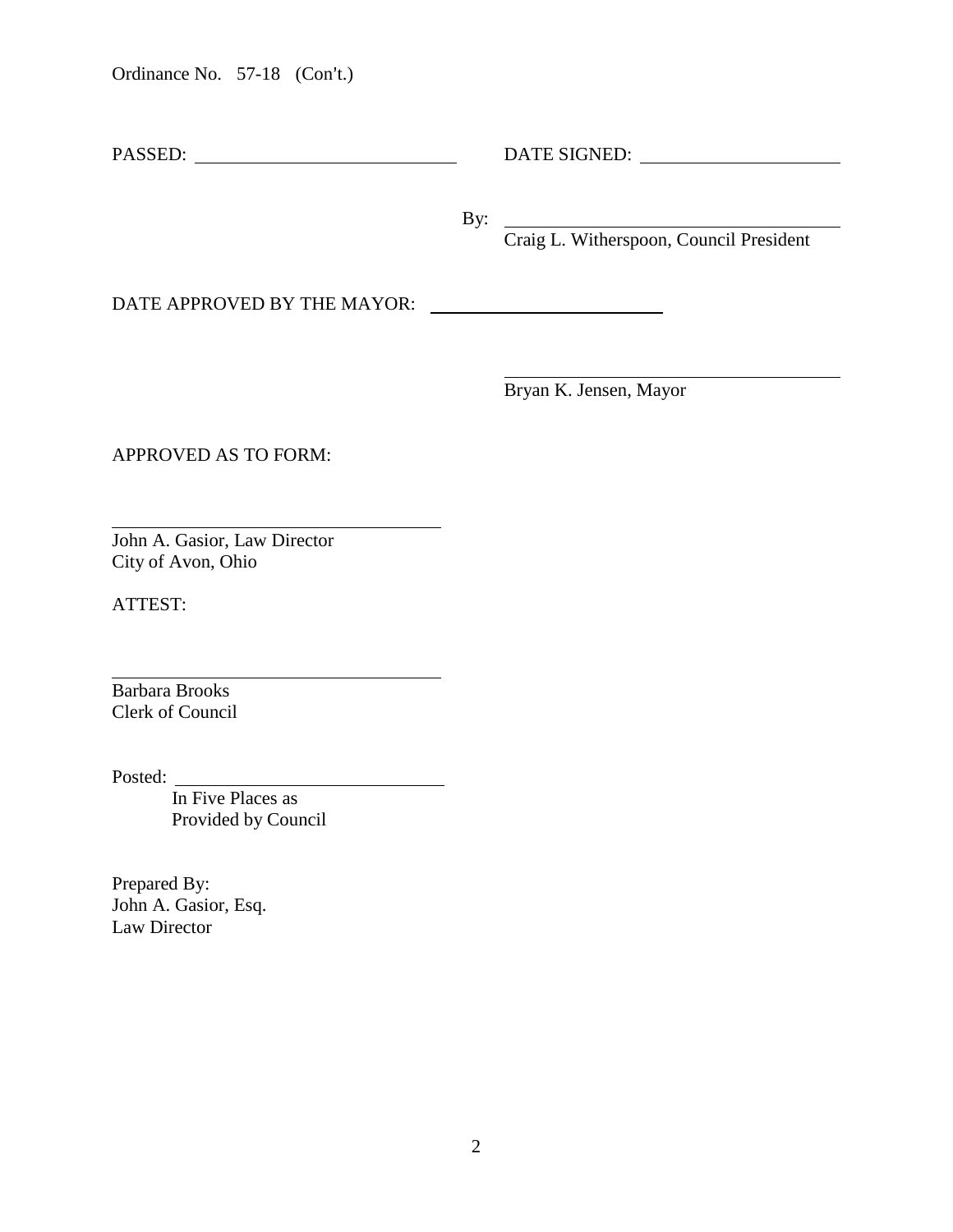Ordinance No. 57-18 (Con't.)

PASSED: ____________________________ DATE SIGNED: _____________________

By: ____________________________________
Craig L. Witherspoon, Council President

DATE APPROVED BY THE MAYOR: _________________________

____________________________________
Bryan K. Jensen, Mayor

APPROVED AS TO FORM:

____________________________________
John A. Gasior, Law Director
City of Avon, Ohio

ATTEST:

____________________________________
Barbara Brooks
Clerk of Council

Posted: _____________________________
In Five Places as
Provided by Council

Prepared By:
John A. Gasior, Esq.
Law Director